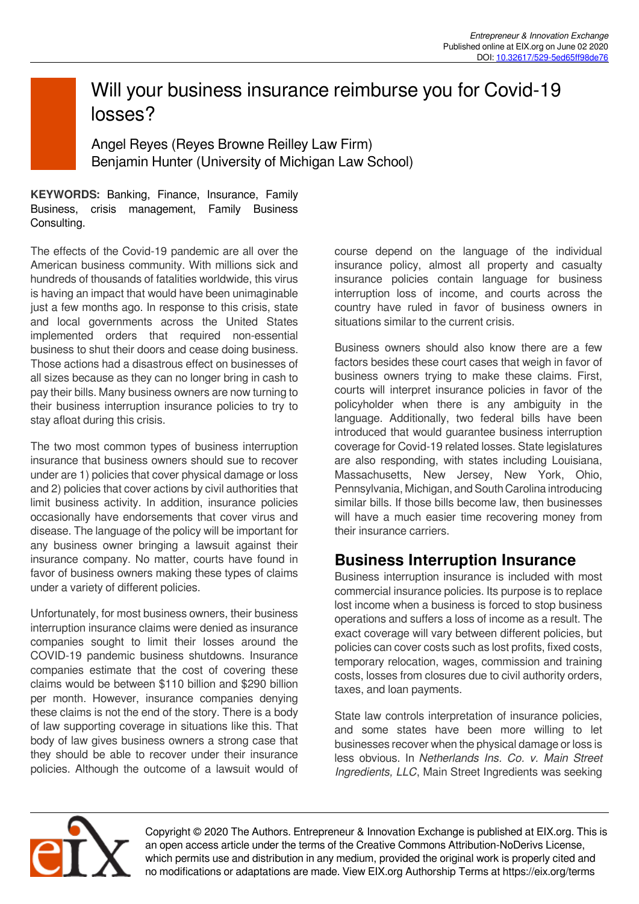# Will your business insurance reimburse you for Covid-19 losses?

Angel Reyes (Reyes Browne Reilley Law Firm)
Benjamin Hunter (University of Michigan Law School)

**KEYWORDS:** Banking, Finance, Insurance, Family Business, crisis management, Family Business Consulting.

The effects of the Covid-19 pandemic are all over the American business community. With millions sick and hundreds of thousands of fatalities worldwide, this virus is having an impact that would have been unimaginable just a few months ago. In response to this crisis, state and local governments across the United States implemented orders that required non-essential business to shut their doors and cease doing business. Those actions had a disastrous effect on businesses of all sizes because as they can no longer bring in cash to pay their bills. Many business owners are now turning to their business interruption insurance policies to try to stay afloat during this crisis.

The two most common types of business interruption insurance that business owners should sue to recover under are 1) policies that cover physical damage or loss and 2) policies that cover actions by civil authorities that limit business activity. In addition, insurance policies occasionally have endorsements that cover virus and disease. The language of the policy will be important for any business owner bringing a lawsuit against their insurance company. No matter, courts have found in favor of business owners making these types of claims under a variety of different policies.

Unfortunately, for most business owners, their business interruption insurance claims were denied as insurance companies sought to limit their losses around the COVID-19 pandemic business shutdowns. Insurance companies estimate that the cost of covering these claims would be between $110 billion and $290 billion per month. However, insurance companies denying these claims is not the end of the story. There is a body of law supporting coverage in situations like this. That body of law gives business owners a strong case that they should be able to recover under their insurance policies. Although the outcome of a lawsuit would of course depend on the language of the individual insurance policy, almost all property and casualty insurance policies contain language for business interruption loss of income, and courts across the country have ruled in favor of business owners in situations similar to the current crisis.

Business owners should also know there are a few factors besides these court cases that weigh in favor of business owners trying to make these claims. First, courts will interpret insurance policies in favor of the policyholder when there is any ambiguity in the language. Additionally, two federal bills have been introduced that would guarantee business interruption coverage for Covid-19 related losses. State legislatures are also responding, with states including Louisiana, Massachusetts, New Jersey, New York, Ohio, Pennsylvania, Michigan, and South Carolina introducing similar bills. If those bills become law, then businesses will have a much easier time recovering money from their insurance carriers.

## Business Interruption Insurance

Business interruption insurance is included with most commercial insurance policies. Its purpose is to replace lost income when a business is forced to stop business operations and suffers a loss of income as a result. The exact coverage will vary between different policies, but policies can cover costs such as lost profits, fixed costs, temporary relocation, wages, commission and training costs, losses from closures due to civil authority orders, taxes, and loan payments.

State law controls interpretation of insurance policies, and some states have been more willing to let businesses recover when the physical damage or loss is less obvious. In *Netherlands Ins. Co. v. Main Street Ingredients, LLC*, Main Street Ingredients was seeking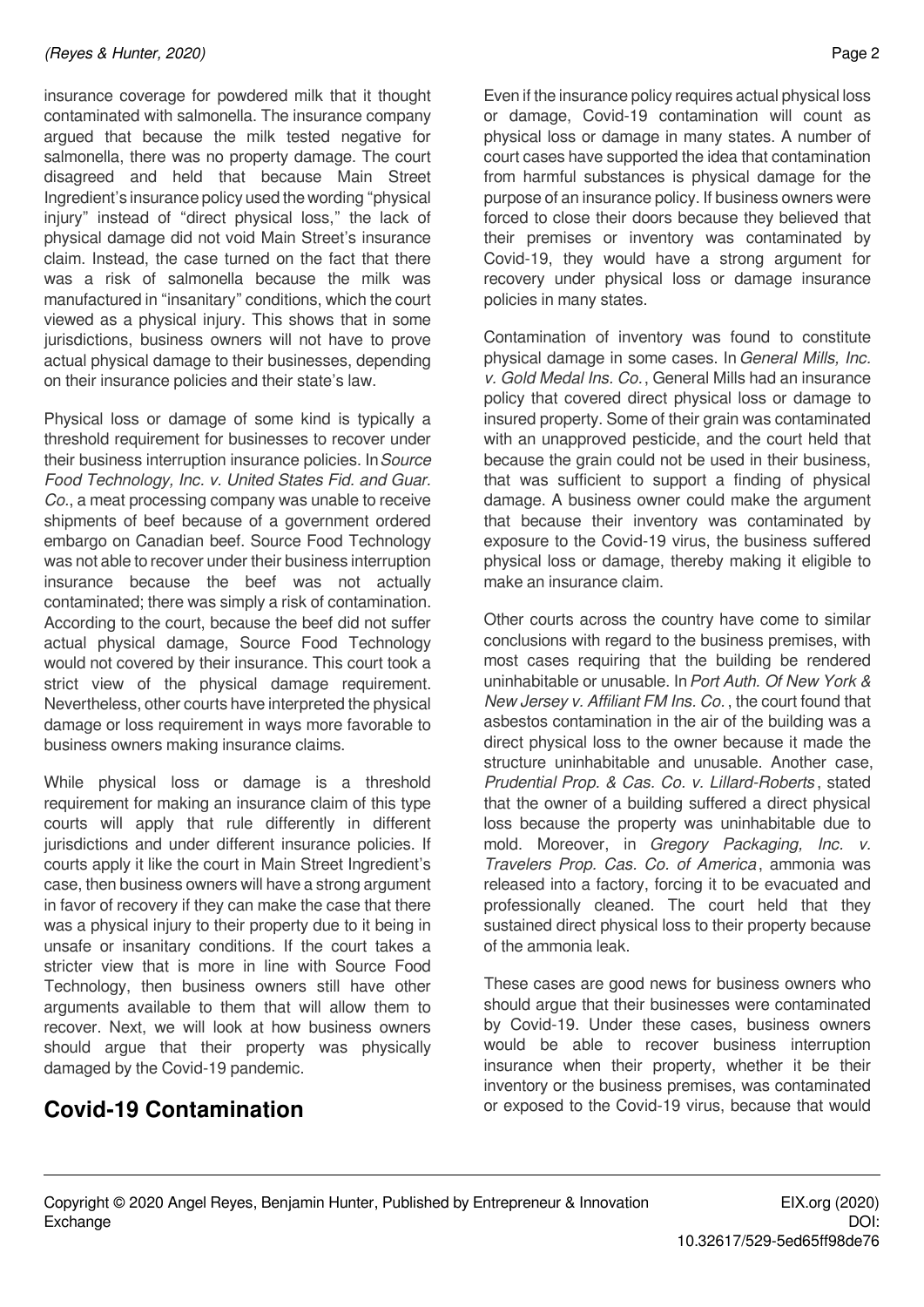insurance coverage for powdered milk that it thought contaminated with salmonella. The insurance company argued that because the milk tested negative for salmonella, there was no property damage. The court disagreed and held that because Main Street Ingredient's insurance policy used the wording "physical injury" instead of "direct physical loss," the lack of physical damage did not void Main Street's insurance claim. Instead, the case turned on the fact that there was a risk of salmonella because the milk was manufactured in "insanitary" conditions, which the court viewed as a physical injury. This shows that in some jurisdictions, business owners will not have to prove actual physical damage to their businesses, depending on their insurance policies and their state's law.

Physical loss or damage of some kind is typically a threshold requirement for businesses to recover under their business interruption insurance policies. In *Source Food Technology, Inc. v. United States Fid. and Guar. Co.*, a meat processing company was unable to receive shipments of beef because of a government ordered embargo on Canadian beef. Source Food Technology was not able to recover under their business interruption insurance because the beef was not actually contaminated; there was simply a risk of contamination. According to the court, because the beef did not suffer actual physical damage, Source Food Technology would not covered by their insurance. This court took a strict view of the physical damage requirement. Nevertheless, other courts have interpreted the physical damage or loss requirement in ways more favorable to business owners making insurance claims.

While physical loss or damage is a threshold requirement for making an insurance claim of this type courts will apply that rule differently in different jurisdictions and under different insurance policies. If courts apply it like the court in Main Street Ingredient's case, then business owners will have a strong argument in favor of recovery if they can make the case that there was a physical injury to their property due to it being in unsafe or insanitary conditions. If the court takes a stricter view that is more in line with Source Food Technology, then business owners still have other arguments available to them that will allow them to recover. Next, we will look at how business owners should argue that their property was physically damaged by the Covid-19 pandemic.

## Covid-19 Contamination

Even if the insurance policy requires actual physical loss or damage, Covid-19 contamination will count as physical loss or damage in many states. A number of court cases have supported the idea that contamination from harmful substances is physical damage for the purpose of an insurance policy. If business owners were forced to close their doors because they believed that their premises or inventory was contaminated by Covid-19, they would have a strong argument for recovery under physical loss or damage insurance policies in many states.

Contamination of inventory was found to constitute physical damage in some cases. In *General Mills, Inc. v. Gold Medal Ins. Co.*, General Mills had an insurance policy that covered direct physical loss or damage to insured property. Some of their grain was contaminated with an unapproved pesticide, and the court held that because the grain could not be used in their business, that was sufficient to support a finding of physical damage. A business owner could make the argument that because their inventory was contaminated by exposure to the Covid-19 virus, the business suffered physical loss or damage, thereby making it eligible to make an insurance claim.

Other courts across the country have come to similar conclusions with regard to the business premises, with most cases requiring that the building be rendered uninhabitable or unusable. In *Port Auth. Of New York & New Jersey v. Affiliant FM Ins. Co.*, the court found that asbestos contamination in the air of the building was a direct physical loss to the owner because it made the structure uninhabitable and unusable. Another case, *Prudential Prop. & Cas. Co. v. Lillard-Roberts*, stated that the owner of a building suffered a direct physical loss because the property was uninhabitable due to mold. Moreover, in *Gregory Packaging, Inc. v. Travelers Prop. Cas. Co. of America*, ammonia was released into a factory, forcing it to be evacuated and professionally cleaned. The court held that they sustained direct physical loss to their property because of the ammonia leak.

These cases are good news for business owners who should argue that their businesses were contaminated by Covid-19. Under these cases, business owners would be able to recover business interruption insurance when their property, whether it be their inventory or the business premises, was contaminated or exposed to the Covid-19 virus, because that would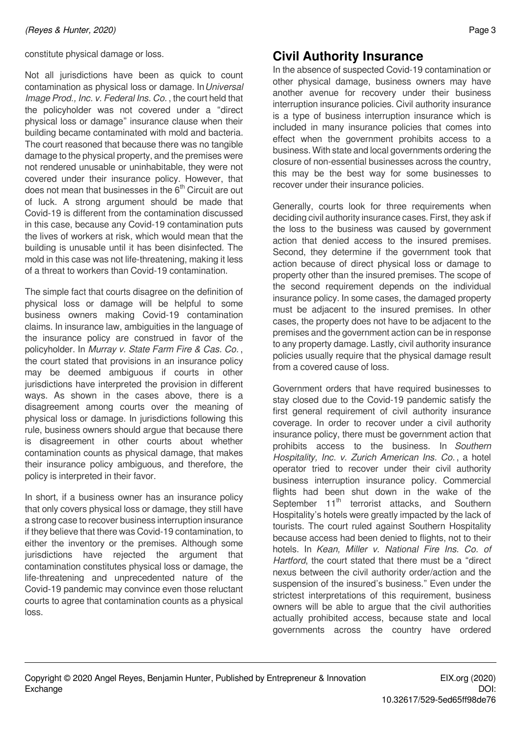constitute physical damage or loss.

Not all jurisdictions have been as quick to count contamination as physical loss or damage. In *Universal Image Prod., Inc. v. Federal Ins. Co.*, the court held that the policyholder was not covered under a "direct physical loss or damage" insurance clause when their building became contaminated with mold and bacteria. The court reasoned that because there was no tangible damage to the physical property, and the premises were not rendered unusable or uninhabitable, they were not covered under their insurance policy. However, that does not mean that businesses in the 6th Circuit are out of luck. A strong argument should be made that Covid-19 is different from the contamination discussed in this case, because any Covid-19 contamination puts the lives of workers at risk, which would mean that the building is unusable until it has been disinfected. The mold in this case was not life-threatening, making it less of a threat to workers than Covid-19 contamination.

The simple fact that courts disagree on the definition of physical loss or damage will be helpful to some business owners making Covid-19 contamination claims. In insurance law, ambiguities in the language of the insurance policy are construed in favor of the policyholder. In *Murray v. State Farm Fire & Cas. Co.*, the court stated that provisions in an insurance policy may be deemed ambiguous if courts in other jurisdictions have interpreted the provision in different ways. As shown in the cases above, there is a disagreement among courts over the meaning of physical loss or damage. In jurisdictions following this rule, business owners should argue that because there is disagreement in other courts about whether contamination counts as physical damage, that makes their insurance policy ambiguous, and therefore, the policy is interpreted in their favor.

In short, if a business owner has an insurance policy that only covers physical loss or damage, they still have a strong case to recover business interruption insurance if they believe that there was Covid-19 contamination, to either the inventory or the premises. Although some jurisdictions have rejected the argument that contamination constitutes physical loss or damage, the life-threatening and unprecedented nature of the Covid-19 pandemic may convince even those reluctant courts to agree that contamination counts as a physical loss.

## Civil Authority Insurance

In the absence of suspected Covid-19 contamination or other physical damage, business owners may have another avenue for recovery under their business interruption insurance policies. Civil authority insurance is a type of business interruption insurance which is included in many insurance policies that comes into effect when the government prohibits access to a business. With state and local governments ordering the closure of non-essential businesses across the country, this may be the best way for some businesses to recover under their insurance policies.

Generally, courts look for three requirements when deciding civil authority insurance cases. First, they ask if the loss to the business was caused by government action that denied access to the insured premises. Second, they determine if the government took that action because of direct physical loss or damage to property other than the insured premises. The scope of the second requirement depends on the individual insurance policy. In some cases, the damaged property must be adjacent to the insured premises. In other cases, the property does not have to be adjacent to the premises and the government action can be in response to any property damage. Lastly, civil authority insurance policies usually require that the physical damage result from a covered cause of loss.

Government orders that have required businesses to stay closed due to the Covid-19 pandemic satisfy the first general requirement of civil authority insurance coverage. In order to recover under a civil authority insurance policy, there must be government action that prohibits access to the business. In *Southern Hospitality, Inc. v. Zurich American Ins. Co.*, a hotel operator tried to recover under their civil authority business interruption insurance policy. Commercial flights had been shut down in the wake of the September 11th terrorist attacks, and Southern Hospitality's hotels were greatly impacted by the lack of tourists. The court ruled against Southern Hospitality because access had been denied to flights, not to their hotels. In *Kean, Miller v. National Fire Ins. Co. of Hartford*, the court stated that there must be a "direct nexus between the civil authority order/action and the suspension of the insured's business." Even under the strictest interpretations of this requirement, business owners will be able to argue that the civil authorities actually prohibited access, because state and local governments across the country have ordered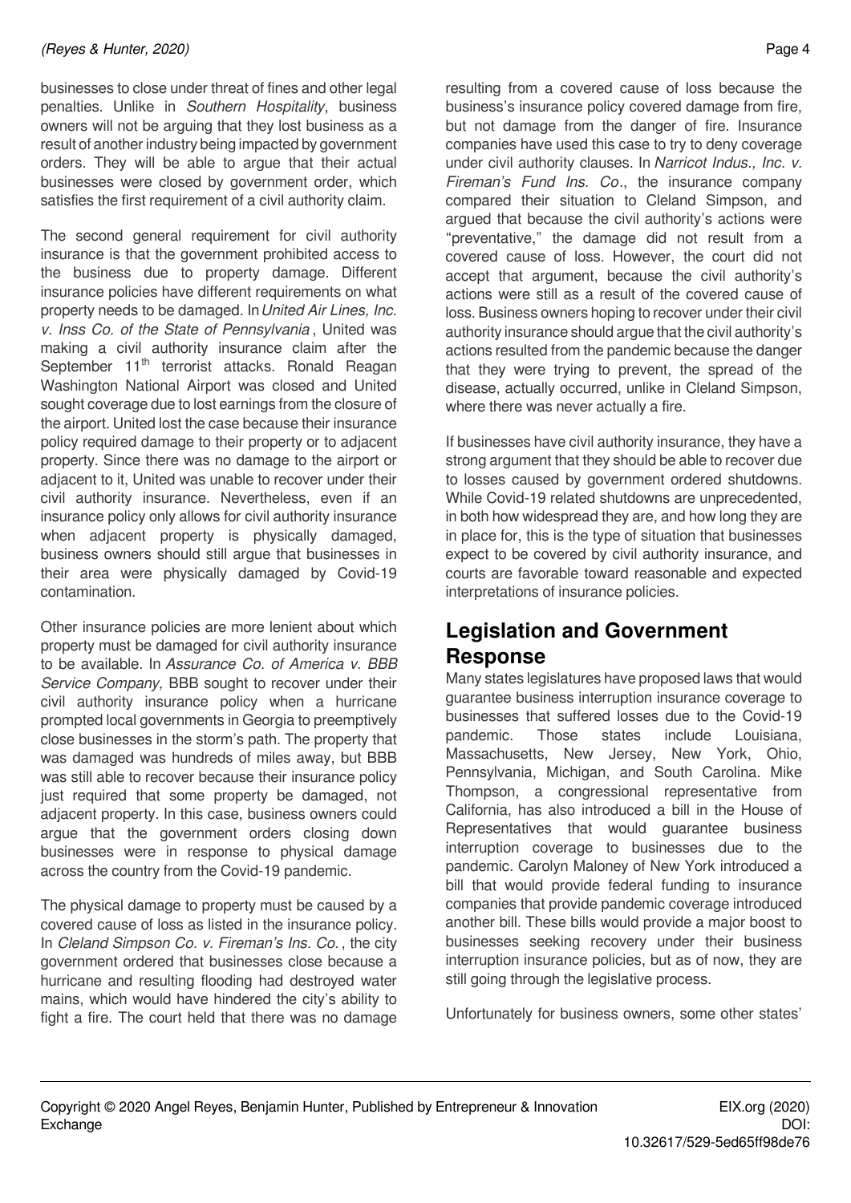businesses to close under threat of fines and other legal penalties. Unlike in *Southern Hospitality*, business owners will not be arguing that they lost business as a result of another industry being impacted by government orders. They will be able to argue that their actual businesses were closed by government order, which satisfies the first requirement of a civil authority claim.

The second general requirement for civil authority insurance is that the government prohibited access to the business due to property damage. Different insurance policies have different requirements on what property needs to be damaged. In *United Air Lines, Inc. v. Inss Co. of the State of Pennsylvania*, United was making a civil authority insurance claim after the September 11th terrorist attacks. Ronald Reagan Washington National Airport was closed and United sought coverage due to lost earnings from the closure of the airport. United lost the case because their insurance policy required damage to their property or to adjacent property. Since there was no damage to the airport or adjacent to it, United was unable to recover under their civil authority insurance. Nevertheless, even if an insurance policy only allows for civil authority insurance when adjacent property is physically damaged, business owners should still argue that businesses in their area were physically damaged by Covid-19 contamination.

Other insurance policies are more lenient about which property must be damaged for civil authority insurance to be available. In *Assurance Co. of America v. BBB Service Company,* BBB sought to recover under their civil authority insurance policy when a hurricane prompted local governments in Georgia to preemptively close businesses in the storm's path. The property that was damaged was hundreds of miles away, but BBB was still able to recover because their insurance policy just required that some property be damaged, not adjacent property. In this case, business owners could argue that the government orders closing down businesses were in response to physical damage across the country from the Covid-19 pandemic.

The physical damage to property must be caused by a covered cause of loss as listed in the insurance policy. In *Cleland Simpson Co. v. Fireman's Ins. Co.*, the city government ordered that businesses close because a hurricane and resulting flooding had destroyed water mains, which would have hindered the city's ability to fight a fire. The court held that there was no damage resulting from a covered cause of loss because the business's insurance policy covered damage from fire, but not damage from the danger of fire. Insurance companies have used this case to try to deny coverage under civil authority clauses. In *Narricot Indus., Inc. v. Fireman's Fund Ins. Co*., the insurance company compared their situation to Cleland Simpson, and argued that because the civil authority's actions were "preventative," the damage did not result from a covered cause of loss. However, the court did not accept that argument, because the civil authority's actions were still as a result of the covered cause of loss. Business owners hoping to recover under their civil authority insurance should argue that the civil authority's actions resulted from the pandemic because the danger that they were trying to prevent, the spread of the disease, actually occurred, unlike in Cleland Simpson, where there was never actually a fire.

If businesses have civil authority insurance, they have a strong argument that they should be able to recover due to losses caused by government ordered shutdowns. While Covid-19 related shutdowns are unprecedented, in both how widespread they are, and how long they are in place for, this is the type of situation that businesses expect to be covered by civil authority insurance, and courts are favorable toward reasonable and expected interpretations of insurance policies.

## Legislation and Government Response

Many states legislatures have proposed laws that would guarantee business interruption insurance coverage to businesses that suffered losses due to the Covid-19 pandemic. Those states include Louisiana, Massachusetts, New Jersey, New York, Ohio, Pennsylvania, Michigan, and South Carolina. Mike Thompson, a congressional representative from California, has also introduced a bill in the House of Representatives that would guarantee business interruption coverage to businesses due to the pandemic. Carolyn Maloney of New York introduced a bill that would provide federal funding to insurance companies that provide pandemic coverage introduced another bill. These bills would provide a major boost to businesses seeking recovery under their business interruption insurance policies, but as of now, they are still going through the legislative process.

Unfortunately for business owners, some other states'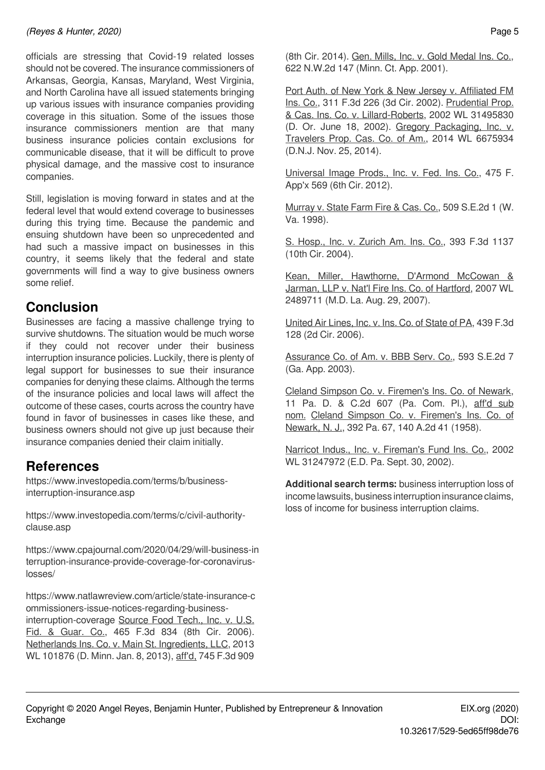officials are stressing that Covid-19 related losses should not be covered. The insurance commissioners of Arkansas, Georgia, Kansas, Maryland, West Virginia, and North Carolina have all issued statements bringing up various issues with insurance companies providing coverage in this situation. Some of the issues those insurance commissioners mention are that many business insurance policies contain exclusions for communicable disease, that it will be difficult to prove physical damage, and the massive cost to insurance companies.

Still, legislation is moving forward in states and at the federal level that would extend coverage to businesses during this trying time. Because the pandemic and ensuing shutdown have been so unprecedented and had such a massive impact on businesses in this country, it seems likely that the federal and state governments will find a way to give business owners some relief.

## Conclusion

Businesses are facing a massive challenge trying to survive shutdowns. The situation would be much worse if they could not recover under their business interruption insurance policies. Luckily, there is plenty of legal support for businesses to sue their insurance companies for denying these claims. Although the terms of the insurance policies and local laws will affect the outcome of these cases, courts across the country have found in favor of businesses in cases like these, and business owners should not give up just because their insurance companies denied their claim initially.

## References

https://www.investopedia.com/terms/b/business-interruption-insurance.asp

https://www.investopedia.com/terms/c/civil-authority-clause.asp

https://www.cpajournal.com/2020/04/29/will-business-interruption-insurance-provide-coverage-for-coronavirus-losses/

https://www.natlawreview.com/article/state-insurance-commissioners-issue-notices-regarding-business-interruption-coverage Source Food Tech., Inc. v. U.S. Fid. & Guar. Co., 465 F.3d 834 (8th Cir. 2006). Netherlands Ins. Co. v. Main St. Ingredients, LLC, 2013 WL 101876 (D. Minn. Jan. 8, 2013), aff'd, 745 F.3d 909 (8th Cir. 2014). Gen. Mills, Inc. v. Gold Medal Ins. Co., 622 N.W.2d 147 (Minn. Ct. App. 2001).

Port Auth. of New York & New Jersey v. Affiliated FM Ins. Co., 311 F.3d 226 (3d Cir. 2002). Prudential Prop. & Cas. Ins. Co. v. Lillard-Roberts, 2002 WL 31495830 (D. Or. June 18, 2002). Gregory Packaging, Inc. v. Travelers Prop. Cas. Co. of Am., 2014 WL 6675934 (D.N.J. Nov. 25, 2014).

Universal Image Prods., Inc. v. Fed. Ins. Co., 475 F. App'x 569 (6th Cir. 2012).

Murray v. State Farm Fire & Cas. Co., 509 S.E.2d 1 (W. Va. 1998).

S. Hosp., Inc. v. Zurich Am. Ins. Co., 393 F.3d 1137 (10th Cir. 2004).

Kean, Miller, Hawthorne, D'Armond McCowan & Jarman, LLP v. Nat'l Fire Ins. Co. of Hartford, 2007 WL 2489711 (M.D. La. Aug. 29, 2007).

United Air Lines, Inc. v. Ins. Co. of State of PA, 439 F.3d 128 (2d Cir. 2006).

Assurance Co. of Am. v. BBB Serv. Co., 593 S.E.2d 7 (Ga. App. 2003).

Cleland Simpson Co. v. Firemen's Ins. Co. of Newark, 11 Pa. D. & C.2d 607 (Pa. Com. Pl.), aff'd sub nom. Cleland Simpson Co. v. Firemen's Ins. Co. of Newark, N. J., 392 Pa. 67, 140 A.2d 41 (1958).

Narricot Indus., Inc. v. Fireman's Fund Ins. Co., 2002 WL 31247972 (E.D. Pa. Sept. 30, 2002).

**Additional search terms:** business interruption loss of income lawsuits, business interruption insurance claims, loss of income for business interruption claims.

Copyright © 2020 Angel Reyes, Benjamin Hunter, Published by Entrepreneur & Innovation Exchange

EIX.org (2020) DOI: 10.32617/529-5ed65ff98de76